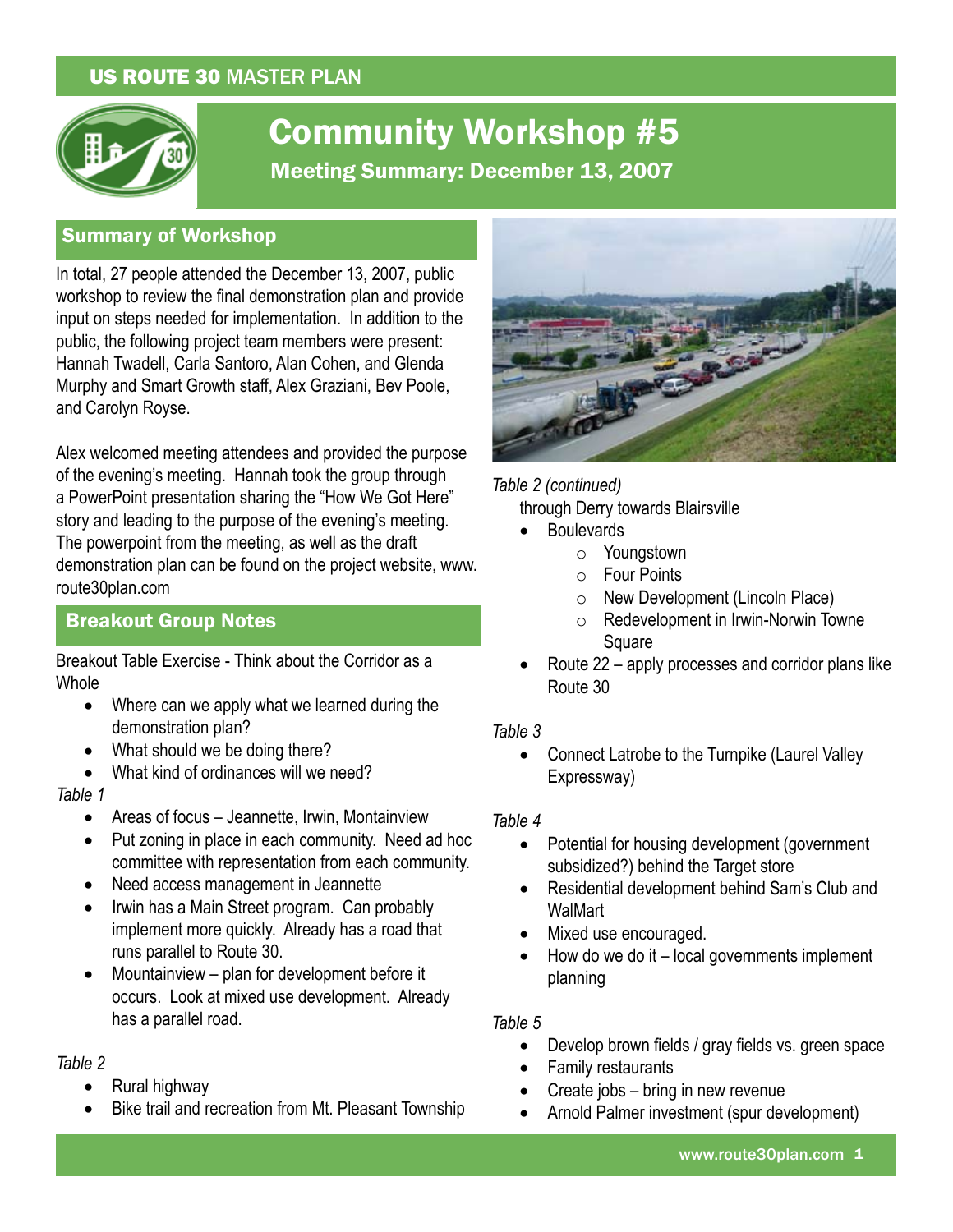US ROUTE 30 MASTER PLAN

# Community Workshop #5

**Meeting Summary: December 13, 2007**

## Summary of Workshop

In total, 27 people attended the December 13, 2007, public workshop to review the final demonstration plan and provide input on steps needed for implementation. In addition to the public, the following project team members were present: Hannah Twadell, Carla Santoro, Alan Cohen, and Glenda Murphy and Smart Growth staff, Alex Graziani, Bev Poole, and Carolyn Royse.

Alex welcomed meeting attendees and provided the purpose of the evening's meeting. Hannah took the group through a PowerPoint presentation sharing the "How We Got Here" story and leading to the purpose of the evening's meeting. The powerpoint from the meeting, as well as the draft demonstration plan can be found on the project website, www.route30plan.com

## Breakout Group Notes

Breakout Table Exercise - Think about the Corridor as a Whole

- Where can we apply what we learned during the demonstration plan?
- What should we be doing there?
- What kind of ordinances will we need?

*Table 1*

- Areas of focus – Jeannette, Irwin, Montainview
- Put zoning in place in each community. Need ad hoc committee with representation from each community.
- Need access management in Jeannette
- Irwin has a Main Street program. Can probably implement more quickly. Already has a road that runs parallel to Route 30.
- Mountainview – plan for development before it occurs. Look at mixed use development. Already has a parallel road.

*Table 2*

- Rural highway
- Bike trail and recreation from Mt. Pleasant Township through Derry towards Blairsville
- Boulevards
  - Youngstown
  - Four Points
  - New Development (Lincoln Place)
  - Redevelopment in Irwin-Norwin Towne Square
- Route 22 – apply processes and corridor plans like Route 30

*Table 3*

- Connect Latrobe to the Turnpike (Laurel Valley Expressway)

*Table 4*

- Potential for housing development (government subsidized?) behind the Target store
- Residential development behind Sam's Club and WalMart
- Mixed use encouraged.
- How do we do it – local governments implement planning

*Table 5*

- Develop brown fields / gray fields vs. green space
- Family restaurants
- Create jobs – bring in new revenue
- Arnold Palmer investment (spur development)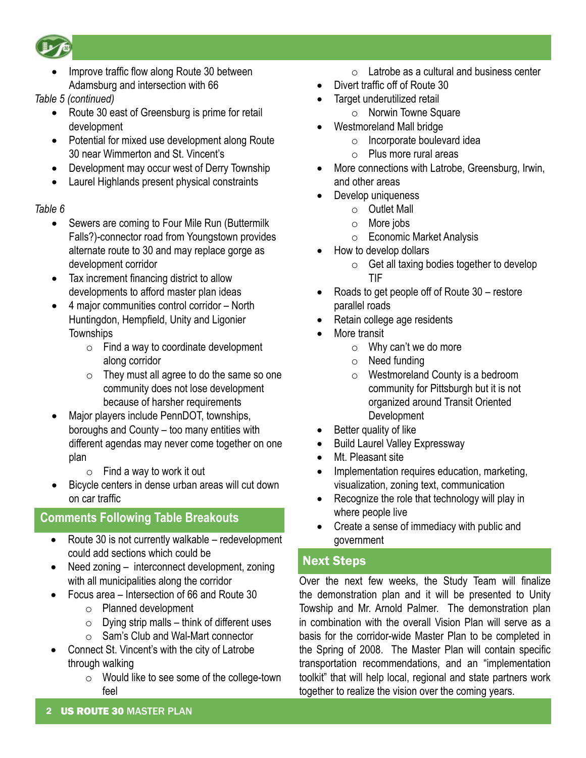- Improve traffic flow along Route 30 between Adamsburg and intersection with 66

*Table 5 (continued)*

- Route 30 east of Greensburg is prime for retail development
- Potential for mixed use development along Route 30 near Wimmerton and St. Vincent's
- Development may occur west of Derry Township
- Laurel Highlands present physical constraints

*Table 6*

- Sewers are coming to Four Mile Run (Buttermilk Falls?)-connector road from Youngstown provides alternate route to 30 and may replace gorge as development corridor
- Tax increment financing district to allow developments to afford master plan ideas
- 4 major communities control corridor – North Huntingdon, Hempfield, Unity and Ligonier Townships
  - Find a way to coordinate development along corridor
  - They must all agree to do the same so one community does not lose development because of harsher requirements
- Major players include PennDOT, townships, boroughs and County – too many entities with different agendas may never come together on one plan
  - Find a way to work it out
- Bicycle centers in dense urban areas will cut down on car traffic

## Comments Following Table Breakouts

- Route 30 is not currently walkable – redevelopment could add sections which could be
- Need zoning – interconnect development, zoning with all municipalities along the corridor
- Focus area – Intersection of 66 and Route 30
  - Planned development
  - Dying strip malls – think of different uses
  - Sam's Club and Wal-Mart connector
- Connect St. Vincent's with the city of Latrobe through walking
  - Would like to see some of the college-town feel
  - Latrobe as a cultural and business center
- Divert traffic off of Route 30
- Target underutilized retail
  - Norwin Towne Square
- Westmoreland Mall bridge
  - Incorporate boulevard idea
  - Plus more rural areas
- More connections with Latrobe, Greensburg, Irwin, and other areas
- Develop uniqueness
  - Outlet Mall
  - More jobs
  - Economic Market Analysis
- How to develop dollars
  - Get all taxing bodies together to develop TIF
- Roads to get people off of Route 30 – restore parallel roads
- Retain college age residents
- More transit
  - Why can't we do more
  - Need funding
  - Westmoreland County is a bedroom community for Pittsburgh but it is not organized around Transit Oriented Development
- Better quality of like
- Build Laurel Valley Expressway
- Mt. Pleasant site
- Implementation requires education, marketing, visualization, zoning text, communication
- Recognize the role that technology will play in where people live
- Create a sense of immediacy with public and government

## Next Steps

Over the next few weeks, the Study Team will finalize the demonstration plan and it will be presented to Unity Towship and Mr. Arnold Palmer. The demonstration plan in combination with the overall Vision Plan will serve as a basis for the corridor-wide Master Plan to be completed in the Spring of 2008. The Master Plan will contain specific transportation recommendations, and an "implementation toolkit" that will help local, regional and state partners work together to realize the vision over the coming years.